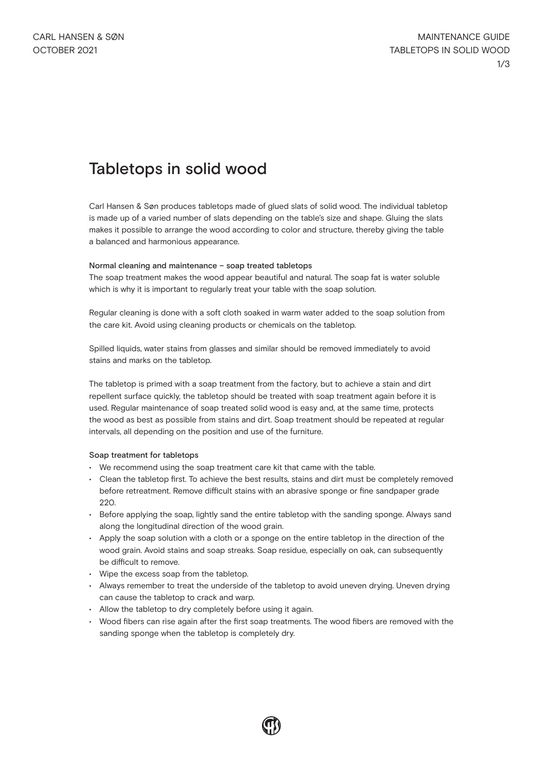# Tabletops in solid wood

Carl Hansen & Søn produces tabletops made of glued slats of solid wood. The individual tabletop is made up of a varied number of slats depending on the table's size and shape. Gluing the slats makes it possible to arrange the wood according to color and structure, thereby giving the table a balanced and harmonious appearance.

### Normal cleaning and maintenance – soap treated tabletops

The soap treatment makes the wood appear beautiful and natural. The soap fat is water soluble which is why it is important to regularly treat your table with the soap solution.

Regular cleaning is done with a soft cloth soaked in warm water added to the soap solution from the care kit. Avoid using cleaning products or chemicals on the tabletop.

Spilled liquids, water stains from glasses and similar should be removed immediately to avoid stains and marks on the tabletop.

The tabletop is primed with a soap treatment from the factory, but to achieve a stain and dirt repellent surface quickly, the tabletop should be treated with soap treatment again before it is used. Regular maintenance of soap treated solid wood is easy and, at the same time, protects the wood as best as possible from stains and dirt. Soap treatment should be repeated at regular intervals, all depending on the position and use of the furniture.

### Soap treatment for tabletops

- We recommend using the soap treatment care kit that came with the table.
- Clean the tabletop first. To achieve the best results, stains and dirt must be completely removed before retreatment. Remove difficult stains with an abrasive sponge or fine sandpaper grade 220.
- Before applying the soap, lightly sand the entire tabletop with the sanding sponge. Always sand along the longitudinal direction of the wood grain.
- Apply the soap solution with a cloth or a sponge on the entire tabletop in the direction of the wood grain. Avoid stains and soap streaks. Soap residue, especially on oak, can subsequently be difficult to remove.
- Wipe the excess soap from the tabletop.
- Always remember to treat the underside of the tabletop to avoid uneven drying. Uneven drying can cause the tabletop to crack and warp.
- Allow the tabletop to dry completely before using it again.
- Wood fibers can rise again after the first soap treatments. The wood fibers are removed with the sanding sponge when the tabletop is completely dry.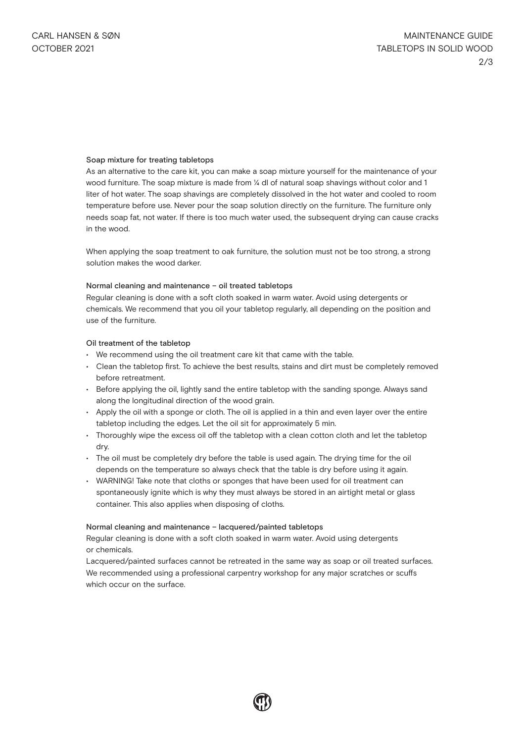### Soap mixture for treating tabletops

As an alternative to the care kit, you can make a soap mixture yourself for the maintenance of your wood furniture. The soap mixture is made from ¼ dl of natural soap shavings without color and 1 liter of hot water. The soap shavings are completely dissolved in the hot water and cooled to room temperature before use. Never pour the soap solution directly on the furniture. The furniture only needs soap fat, not water. If there is too much water used, the subsequent drying can cause cracks in the wood.

When applying the soap treatment to oak furniture, the solution must not be too strong, a strong solution makes the wood darker.

### Normal cleaning and maintenance – oil treated tabletops

Regular cleaning is done with a soft cloth soaked in warm water. Avoid using detergents or chemicals. We recommend that you oil your tabletop regularly, all depending on the position and use of the furniture.

### Oil treatment of the tabletop

- We recommend using the oil treatment care kit that came with the table.
- Clean the tabletop first. To achieve the best results, stains and dirt must be completely removed before retreatment.
- Before applying the oil, lightly sand the entire tabletop with the sanding sponge. Always sand along the longitudinal direction of the wood grain.
- Apply the oil with a sponge or cloth. The oil is applied in a thin and even layer over the entire tabletop including the edges. Let the oil sit for approximately 5 min.
- Thoroughly wipe the excess oil off the tabletop with a clean cotton cloth and let the tabletop dry.
- The oil must be completely dry before the table is used again. The drying time for the oil depends on the temperature so always check that the table is dry before using it again.
- WARNING! Take note that cloths or sponges that have been used for oil treatment can spontaneously ignite which is why they must always be stored in an airtight metal or glass container. This also applies when disposing of cloths.

### Normal cleaning and maintenance – lacquered/painted tabletops

Regular cleaning is done with a soft cloth soaked in warm water. Avoid using detergents or chemicals.

Lacquered/painted surfaces cannot be retreated in the same way as soap or oil treated surfaces. We recommended using a professional carpentry workshop for any major scratches or scuffs which occur on the surface.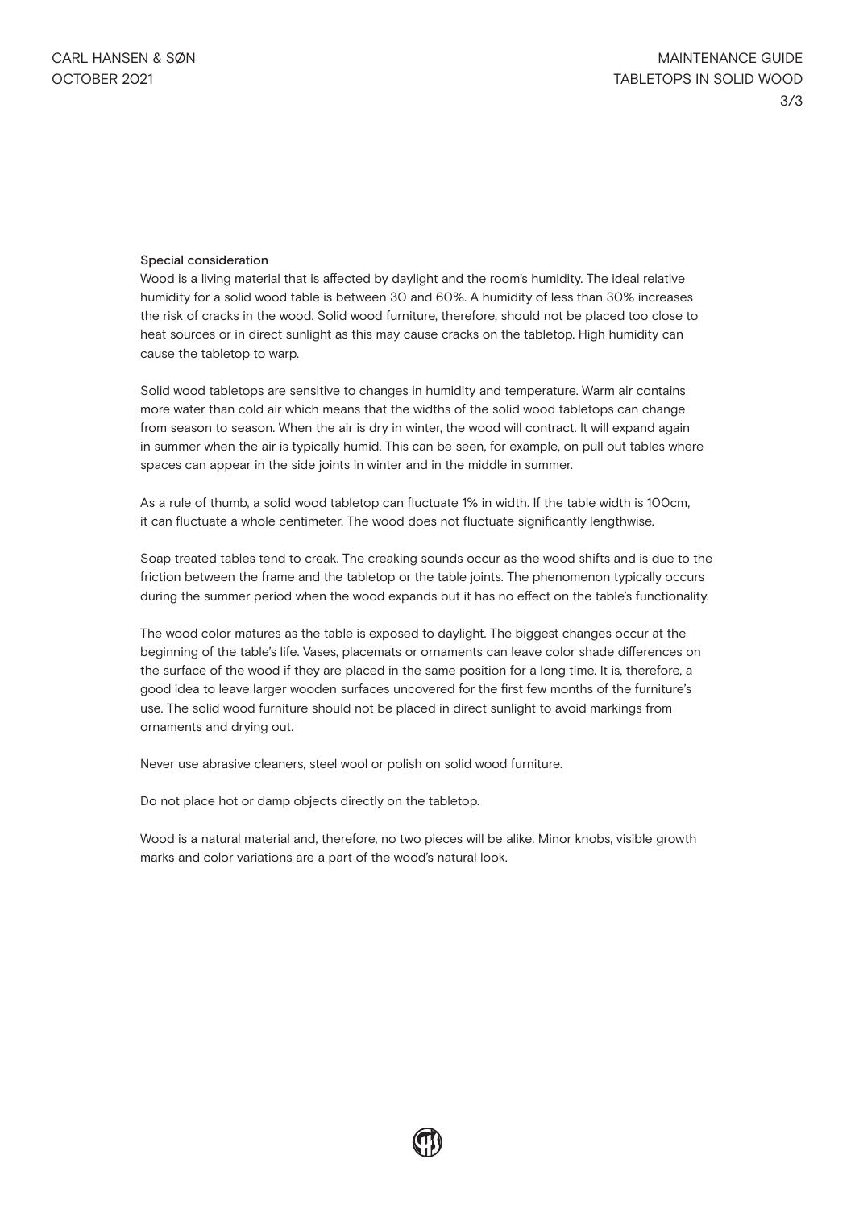## Special consideration

Wood is a living material that is affected by daylight and the room's humidity. The ideal relative humidity for a solid wood table is between 30 and 60%. A humidity of less than 30% increases the risk of cracks in the wood. Solid wood furniture, therefore, should not be placed too close to heat sources or in direct sunlight as this may cause cracks on the tabletop. High humidity can cause the tabletop to warp.

Solid wood tabletops are sensitive to changes in humidity and temperature. Warm air contains more water than cold air which means that the widths of the solid wood tabletops can change from season to season. When the air is dry in winter, the wood will contract. It will expand again in summer when the air is typically humid. This can be seen, for example, on pull out tables where spaces can appear in the side joints in winter and in the middle in summer.

As a rule of thumb, a solid wood tabletop can fluctuate 1% in width. If the table width is 100cm, it can fluctuate a whole centimeter. The wood does not fluctuate significantly lengthwise.

Soap treated tables tend to creak. The creaking sounds occur as the wood shifts and is due to the friction between the frame and the tabletop or the table joints. The phenomenon typically occurs during the summer period when the wood expands but it has no effect on the table's functionality.

The wood color matures as the table is exposed to daylight. The biggest changes occur at the beginning of the table's life. Vases, placemats or ornaments can leave color shade differences on the surface of the wood if they are placed in the same position for a long time. It is, therefore, a good idea to leave larger wooden surfaces uncovered for the first few months of the furniture's use. The solid wood furniture should not be placed in direct sunlight to avoid markings from ornaments and drying out.

Never use abrasive cleaners, steel wool or polish on solid wood furniture.

Do not place hot or damp objects directly on the tabletop.

Wood is a natural material and, therefore, no two pieces will be alike. Minor knobs, visible growth marks and color variations are a part of the wood's natural look.